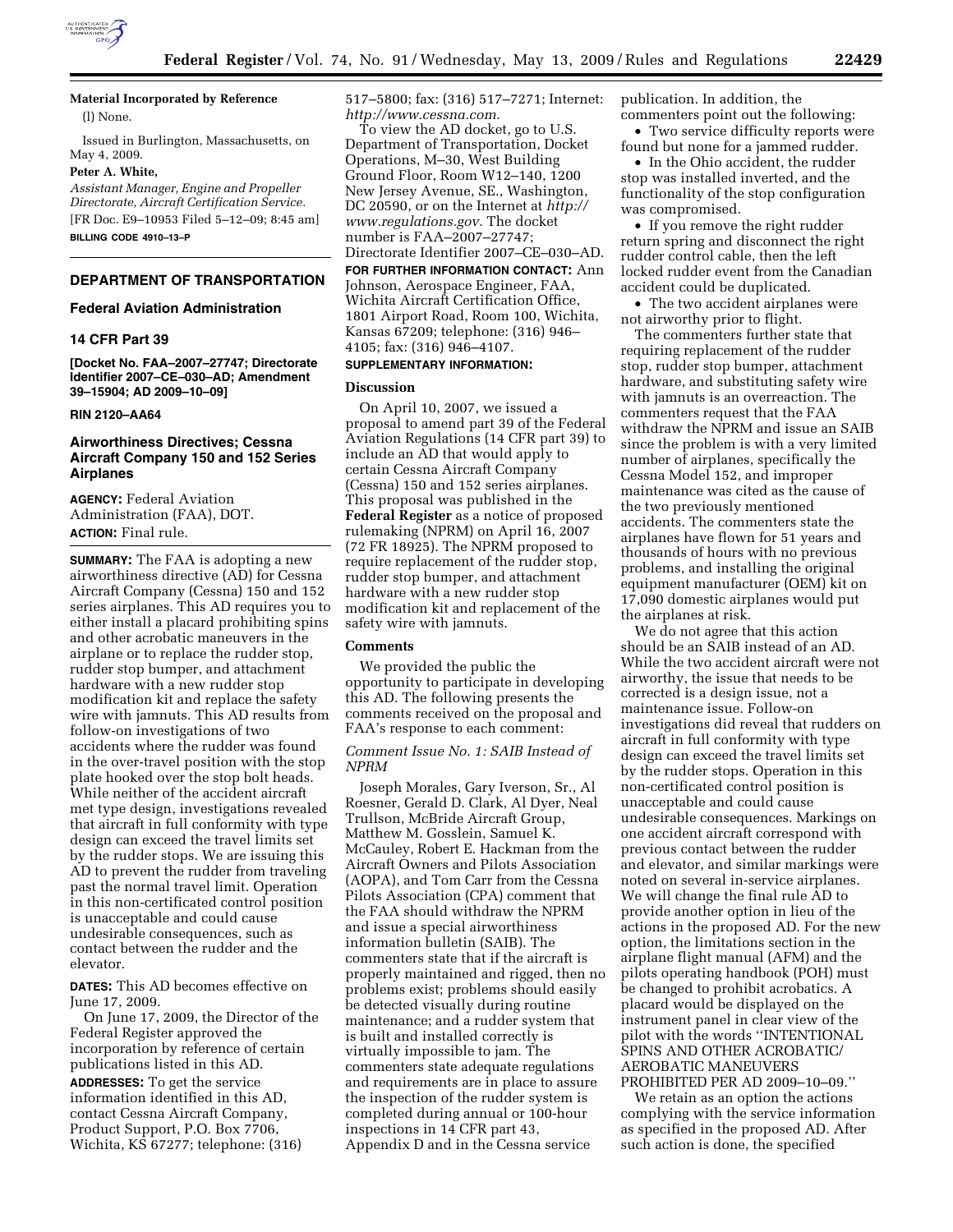**Material Incorporated by Reference**

(l) None.

Issued in Burlington, Massachusetts, on May 4, 2009.

**Peter A. White,**

*Assistant Manager, Engine and Propeller Directorate, Aircraft Certification Service.*

[FR Doc. E9–10953 Filed 5–12–09; 8:45 am]

**BILLING CODE 4910–13–P**

## DEPARTMENT OF TRANSPORTATION

### Federal Aviation Administration

### 14 CFR Part 39

**[Docket No. FAA–2007–27747; Directorate Identifier 2007–CE–030–AD; Amendment 39–15904; AD 2009–10–09]**

**RIN 2120–AA64**

## Airworthiness Directives; Cessna Aircraft Company 150 and 152 Series Airplanes

**AGENCY:** Federal Aviation Administration (FAA), DOT.

**ACTION:** Final rule.

**SUMMARY:** The FAA is adopting a new airworthiness directive (AD) for Cessna Aircraft Company (Cessna) 150 and 152 series airplanes. This AD requires you to either install a placard prohibiting spins and other acrobatic maneuvers in the airplane or to replace the rudder stop, rudder stop bumper, and attachment hardware with a new rudder stop modification kit and replace the safety wire with jamnuts. This AD results from follow-on investigations of two accidents where the rudder was found in the over-travel position with the stop plate hooked over the stop bolt heads. While neither of the accident aircraft met type design, investigations revealed that aircraft in full conformity with type design can exceed the travel limits set by the rudder stops. We are issuing this AD to prevent the rudder from traveling past the normal travel limit. Operation in this non-certificated control position is unacceptable and could cause undesirable consequences, such as contact between the rudder and the elevator.

**DATES:** This AD becomes effective on June 17, 2009.

On June 17, 2009, the Director of the Federal Register approved the incorporation by reference of certain publications listed in this AD.

**ADDRESSES:** To get the service information identified in this AD, contact Cessna Aircraft Company, Product Support, P.O. Box 7706, Wichita, KS 67277; telephone: (316) 517–5800; fax: (316) 517–7271; Internet: *http://www.cessna.com.*

To view the AD docket, go to U.S. Department of Transportation, Docket Operations, M–30, West Building Ground Floor, Room W12–140, 1200 New Jersey Avenue, SE., Washington, DC 20590, or on the Internet at *http://www.regulations.gov.* The docket number is FAA–2007–27747; Directorate Identifier 2007–CE–030–AD.

**FOR FURTHER INFORMATION CONTACT:** Ann Johnson, Aerospace Engineer, FAA, Wichita Aircraft Certification Office, 1801 Airport Road, Room 100, Wichita, Kansas 67209; telephone: (316) 946–4105; fax: (316) 946–4107.

**SUPPLEMENTARY INFORMATION:**

### Discussion

On April 10, 2007, we issued a proposal to amend part 39 of the Federal Aviation Regulations (14 CFR part 39) to include an AD that would apply to certain Cessna Aircraft Company (Cessna) 150 and 152 series airplanes. This proposal was published in the **Federal Register** as a notice of proposed rulemaking (NPRM) on April 16, 2007 (72 FR 18925). The NPRM proposed to require replacement of the rudder stop, rudder stop bumper, and attachment hardware with a new rudder stop modification kit and replacement of the safety wire with jamnuts.

### Comments

We provided the public the opportunity to participate in developing this AD. The following presents the comments received on the proposal and FAA's response to each comment:

*Comment Issue No. 1: SAIB Instead of NPRM*

Joseph Morales, Gary Iverson, Sr., Al Roesner, Gerald D. Clark, Al Dyer, Neal Trullson, McBride Aircraft Group, Matthew M. Gosslein, Samuel K. McCauley, Robert E. Hackman from the Aircraft Owners and Pilots Association (AOPA), and Tom Carr from the Cessna Pilots Association (CPA) comment that the FAA should withdraw the NPRM and issue a special airworthiness information bulletin (SAIB). The commenters state that if the aircraft is properly maintained and rigged, then no problems exist; problems should easily be detected visually during routine maintenance; and a rudder system that is built and installed correctly is virtually impossible to jam. The commenters state adequate regulations and requirements are in place to assure the inspection of the rudder system is completed during annual or 100-hour inspections in 14 CFR part 43, Appendix D and in the Cessna service publication. In addition, the commenters point out the following:

- Two service difficulty reports were found but none for a jammed rudder.
- In the Ohio accident, the rudder stop was installed inverted, and the functionality of the stop configuration was compromised.
- If you remove the right rudder return spring and disconnect the right rudder control cable, then the left locked rudder event from the Canadian accident could be duplicated.
- The two accident airplanes were not airworthy prior to flight.

The commenters further state that requiring replacement of the rudder stop, rudder stop bumper, attachment hardware, and substituting safety wire with jamnuts is an overreaction. The commenters request that the FAA withdraw the NPRM and issue an SAIB since the problem is with a very limited number of airplanes, specifically the Cessna Model 152, and improper maintenance was cited as the cause of the two previously mentioned accidents. The commenters state the airplanes have flown for 51 years and thousands of hours with no previous problems, and installing the original equipment manufacturer (OEM) kit on 17,090 domestic airplanes would put the airplanes at risk.

We do not agree that this action should be an SAIB instead of an AD. While the two accident aircraft were not airworthy, the issue that needs to be corrected is a design issue, not a maintenance issue. Follow-on investigations did reveal that rudders on aircraft in full conformity with type design can exceed the travel limits set by the rudder stops. Operation in this non-certificated control position is unacceptable and could cause undesirable consequences. Markings on one accident aircraft correspond with previous contact between the rudder and elevator, and similar markings were noted on several in-service airplanes. We will change the final rule AD to provide another option in lieu of the actions in the proposed AD. For the new option, the limitations section in the airplane flight manual (AFM) and the pilots operating handbook (POH) must be changed to prohibit acrobatics. A placard would be displayed on the instrument panel in clear view of the pilot with the words ''INTENTIONAL SPINS AND OTHER ACROBATIC/AEROBATIC MANEUVERS PROHIBITED PER AD 2009–10–09.''

We retain as an option the actions complying with the service information as specified in the proposed AD. After such action is done, the specified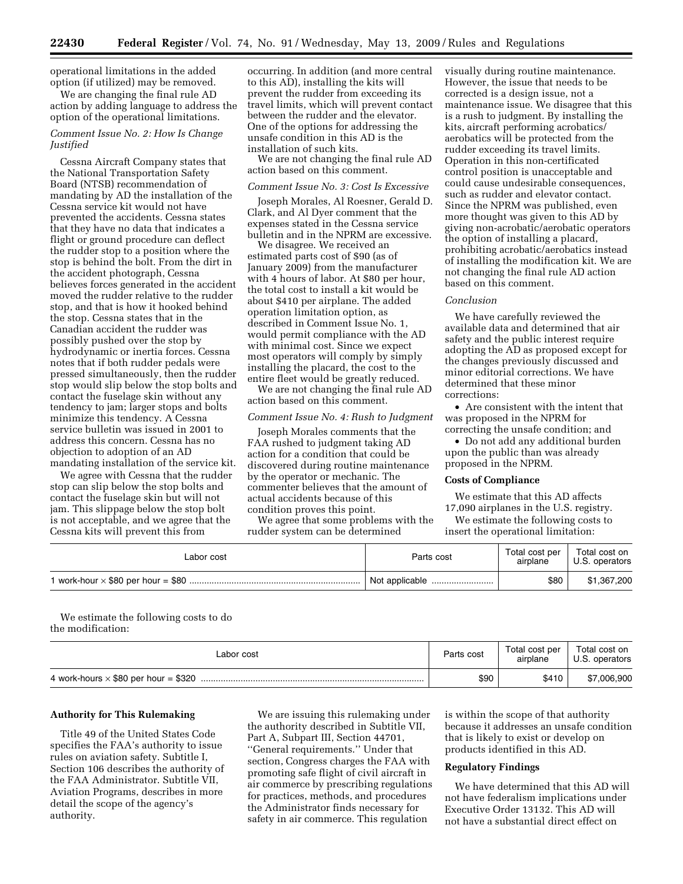operational limitations in the added option (if utilized) may be removed.

We are changing the final rule AD action by adding language to address the option of the operational limitations.

*Comment Issue No. 2: How Is Change Justified*

Cessna Aircraft Company states that the National Transportation Safety Board (NTSB) recommendation of mandating by AD the installation of the Cessna service kit would not have prevented the accidents. Cessna states that they have no data that indicates a flight or ground procedure can deflect the rudder stop to a position where the stop is behind the bolt. From the dirt in the accident photograph, Cessna believes forces generated in the accident moved the rudder relative to the rudder stop, and that is how it hooked behind the stop. Cessna states that in the Canadian accident the rudder was possibly pushed over the stop by hydrodynamic or inertia forces. Cessna notes that if both rudder pedals were pressed simultaneously, then the rudder stop would slip below the stop bolts and contact the fuselage skin without any tendency to jam; larger stops and bolts minimize this tendency. A Cessna service bulletin was issued in 2001 to address this concern. Cessna has no objection to adoption of an AD mandating installation of the service kit.

We agree with Cessna that the rudder stop can slip below the stop bolts and contact the fuselage skin but will not jam. This slippage below the stop bolt is not acceptable, and we agree that the Cessna kits will prevent this from occurring. In addition (and more central to this AD), installing the kits will prevent the rudder from exceeding its travel limits, which will prevent contact between the rudder and the elevator. One of the options for addressing the unsafe condition in this AD is the installation of such kits.

We are not changing the final rule AD action based on this comment.

*Comment Issue No. 3: Cost Is Excessive*

Joseph Morales, Al Roesner, Gerald D. Clark, and Al Dyer comment that the expenses stated in the Cessna service bulletin and in the NPRM are excessive.

We disagree. We received an estimated parts cost of $90 (as of January 2009) from the manufacturer with 4 hours of labor. At $80 per hour, the total cost to install a kit would be about $410 per airplane. The added operation limitation option, as described in Comment Issue No. 1, would permit compliance with the AD with minimal cost. Since we expect most operators will comply by simply installing the placard, the cost to the entire fleet would be greatly reduced.

We are not changing the final rule AD action based on this comment.

*Comment Issue No. 4: Rush to Judgment*

Joseph Morales comments that the FAA rushed to judgment taking AD action for a condition that could be discovered during routine maintenance by the operator or mechanic. The commenter believes that the amount of actual accidents because of this condition proves this point.

We agree that some problems with the rudder system can be determined visually during routine maintenance. However, the issue that needs to be corrected is a design issue, not a maintenance issue. We disagree that this is a rush to judgment. By installing the kits, aircraft performing acrobatics/aerobatics will be protected from the rudder exceeding its travel limits. Operation in this non-certificated control position is unacceptable and could cause undesirable consequences, such as rudder and elevator contact. Since the NPRM was published, even more thought was given to this AD by giving non-acrobatic/aerobatic operators the option of installing a placard, prohibiting acrobatic/aerobatics instead of installing the modification kit. We are not changing the final rule AD action based on this comment.

*Conclusion*

We have carefully reviewed the available data and determined that air safety and the public interest require adopting the AD as proposed except for the changes previously discussed and minor editorial corrections. We have determined that these minor corrections:

- Are consistent with the intent that was proposed in the NPRM for correcting the unsafe condition; and
- Do not add any additional burden upon the public than was already proposed in the NPRM.

**Costs of Compliance**

We estimate that this AD affects 17,090 airplanes in the U.S. registry.

We estimate the following costs to insert the operational limitation:

| Labor cost | Parts cost | Total cost per airplane | Total cost on U.S. operators |
|---|---|---|---|
| 1 work-hour × $80 per hour = $80 | Not applicable | $80 | $1,367,200 |

We estimate the following costs to do the modification:

| Labor cost | Parts cost | Total cost per airplane | Total cost on U.S. operators |
|---|---|---|---|
| 4 work-hours × $80 per hour = $320 | $90 | $410 | $7,006,900 |

**Authority for This Rulemaking**

Title 49 of the United States Code specifies the FAA's authority to issue rules on aviation safety. Subtitle I, Section 106 describes the authority of the FAA Administrator. Subtitle VII, Aviation Programs, describes in more detail the scope of the agency's authority.

We are issuing this rulemaking under the authority described in Subtitle VII, Part A, Subpart III, Section 44701, "General requirements." Under that section, Congress charges the FAA with promoting safe flight of civil aircraft in air commerce by prescribing regulations for practices, methods, and procedures the Administrator finds necessary for safety in air commerce. This regulation is within the scope of that authority because it addresses an unsafe condition that is likely to exist or develop on products identified in this AD.

**Regulatory Findings**

We have determined that this AD will not have federalism implications under Executive Order 13132. This AD will not have a substantial direct effect on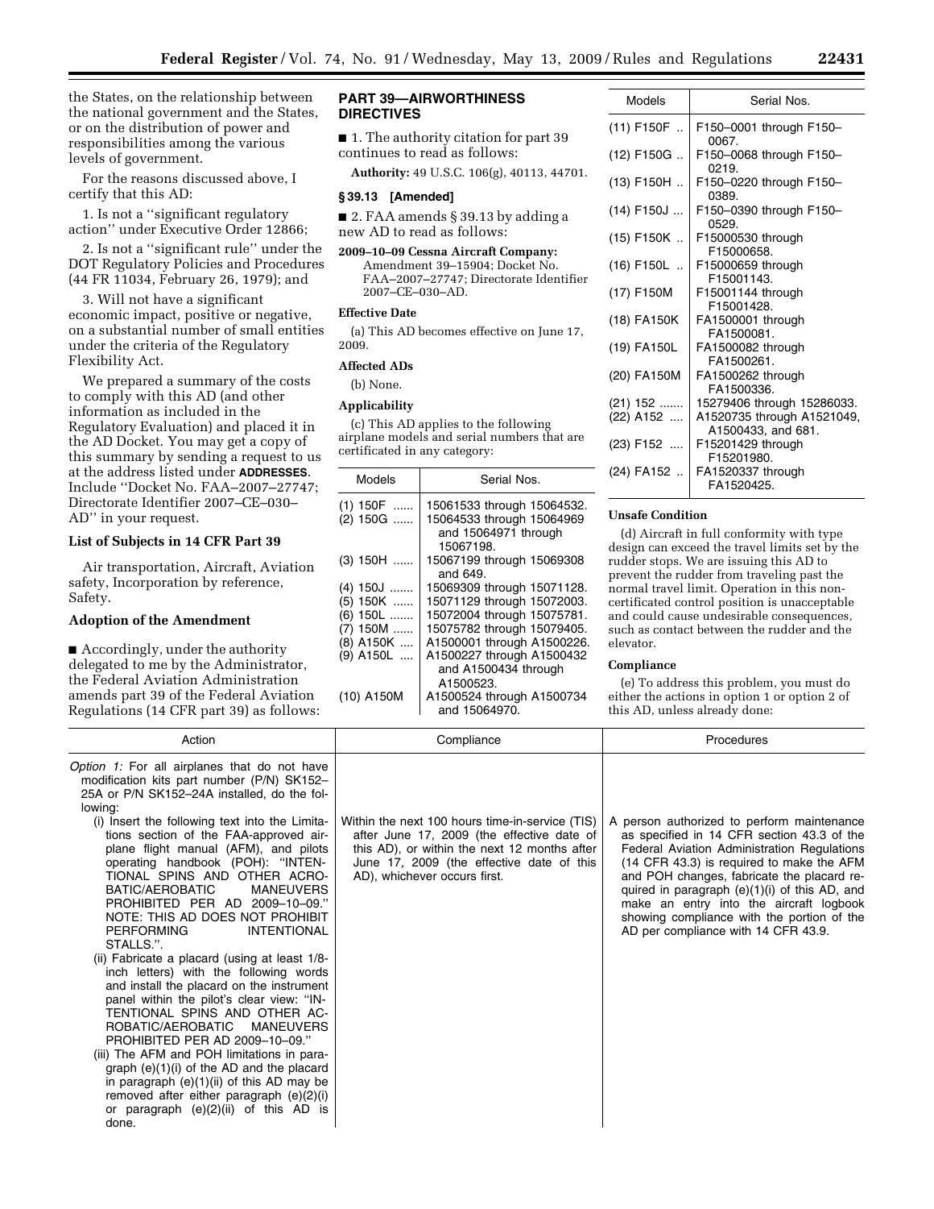the States, on the relationship between the national government and the States, or on the distribution of power and responsibilities among the various levels of government.

For the reasons discussed above, I certify that this AD:

1. Is not a ''significant regulatory action'' under Executive Order 12866;

2. Is not a ''significant rule'' under the DOT Regulatory Policies and Procedures (44 FR 11034, February 26, 1979); and

3. Will not have a significant economic impact, positive or negative, on a substantial number of small entities under the criteria of the Regulatory Flexibility Act.

We prepared a summary of the costs to comply with this AD (and other information as included in the Regulatory Evaluation) and placed it in the AD Docket. You may get a copy of this summary by sending a request to us at the address listed under **ADDRESSES**. Include ''Docket No. FAA–2007–27747; Directorate Identifier 2007–CE–030–AD'' in your request.

### List of Subjects in 14 CFR Part 39

Air transportation, Aircraft, Aviation safety, Incorporation by reference, Safety.

### Adoption of the Amendment

■ Accordingly, under the authority delegated to me by the Administrator, the Federal Aviation Administration amends part 39 of the Federal Aviation Regulations (14 CFR part 39) as follows:

## PART 39—AIRWORTHINESS DIRECTIVES

■ 1. The authority citation for part 39 continues to read as follows:

**Authority:** 49 U.S.C. 106(g), 40113, 44701.

### § 39.13 [Amended]

■ 2. FAA amends § 39.13 by adding a new AD to read as follows:

**2009–10–09 Cessna Aircraft Company:** Amendment 39–15904; Docket No. FAA–2007–27747; Directorate Identifier 2007–CE–030–AD.

### Effective Date

(a) This AD becomes effective on June 17, 2009.

### Affected ADs

(b) None.

### Applicability

(c) This AD applies to the following airplane models and serial numbers that are certificated in any category:

| Models | Serial Nos. |
|---|---|
| (1) 150F | 15061533 through 15064532. |
| (2) 150G | 15064533 through 15064969 and 15064971 through 15067198. |
| (3) 150H | 15067199 through 15069308 and 649. |
| (4) 150J | 15069309 through 15071128. |
| (5) 150K | 15071129 through 15072003. |
| (6) 150L | 15072004 through 15075781. |
| (7) 150M | 15075782 through 15079405. |
| (8) A150K | A1500001 through A1500226. |
| (9) A150L | A1500227 through A1500432 and A1500434 through A1500523. |
| (10) A150M | A1500524 through A1500734 and 15064970. |
| (11) F150F | F150–0001 through F150–0067. |
| (12) F150G | F150–0068 through F150–0219. |
| (13) F150H | F150–0220 through F150–0389. |
| (14) F150J | F150–0390 through F150–0529. |
| (15) F150K | F15000530 through F15000658. |
| (16) F150L | F15000659 through F15001143. |
| (17) F150M | F15001144 through F15001428. |
| (18) FA150K | FA1500001 through FA1500081. |
| (19) FA150L | FA1500082 through FA1500261. |
| (20) FA150M | FA1500262 through FA1500336. |
| (21) 152 | 15279406 through 15286033. |
| (22) A152 | A1520735 through A1521049, A1500433, and 681. |
| (23) F152 | F15201429 through F15201980. |
| (24) FA152 | FA1520337 through FA1520425. |

### Unsafe Condition

(d) Aircraft in full conformity with type design can exceed the travel limits set by the rudder stops. We are issuing this AD to prevent the rudder from traveling past the normal travel limit. Operation in this non-certificated control position is unacceptable and could cause undesirable consequences, such as contact between the rudder and the elevator.

### Compliance

(e) To address this problem, you must do either the actions in option 1 or option 2 of this AD, unless already done:

| Action | Compliance | Procedures |
|---|---|---|
| *Option 1:* For all airplanes that do not have modification kits part number (P/N) SK152–25A or P/N SK152–24A installed, do the following:<br>(i) Insert the following text into the Limitations section of the FAA-approved airplane flight manual (AFM), and pilots operating handbook (POH): ''INTENTIONAL SPINS AND OTHER ACROBATIC/AEROBATIC MANEUVERS PROHIBITED PER AD 2009–10–09.'' NOTE: THIS AD DOES NOT PROHIBIT PERFORMING INTENTIONAL STALLS.''.<br>(ii) Fabricate a placard (using at least 1/8-inch letters) with the following words and install the placard on the instrument panel within the pilot's clear view: ''INTENTIONAL SPINS AND OTHER ACROBATIC/AEROBATIC MANEUVERS PROHIBITED PER AD 2009–10–09.''<br>(iii) The AFM and POH limitations in paragraph (e)(1)(i) of the AD and the placard in paragraph (e)(1)(ii) of this AD may be removed after either paragraph (e)(2)(i) or paragraph (e)(2)(ii) of this AD is done. | Within the next 100 hours time-in-service (TIS) after June 17, 2009 (the effective date of this AD), or within the next 12 months after June 17, 2009 (the effective date of this AD), whichever occurs first. | A person authorized to perform maintenance as specified in 14 CFR section 43.3 of the Federal Aviation Administration Regulations (14 CFR 43.3) is required to make the AFM and POH changes, fabricate the placard required in paragraph (e)(1)(i) of this AD, and make an entry into the aircraft logbook showing compliance with the portion of the AD per compliance with 14 CFR 43.9. |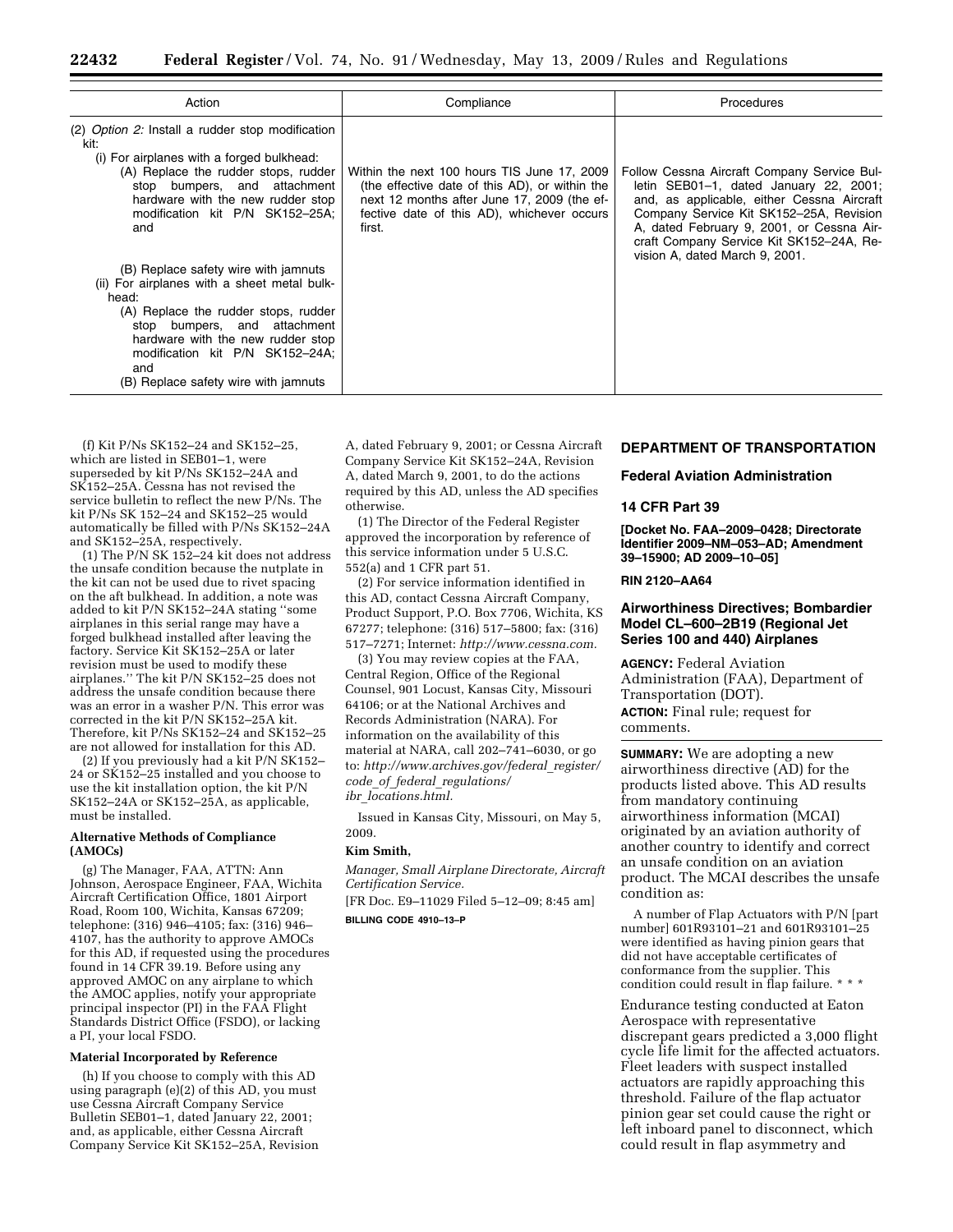| Action | Compliance | Procedures |
| --- | --- | --- |
| (2) *Option 2:* Install a rudder stop modification kit:<br>(i) For airplanes with a forged bulkhead:<br>(A) Replace the rudder stops, rudder stop bumpers, and attachment hardware with the new rudder stop modification kit P/N SK152–25A; and | Within the next 100 hours TIS June 17, 2009 (the effective date of this AD), or within the next 12 months after June 17, 2009 (the effective date of this AD), whichever occurs first. | Follow Cessna Aircraft Company Service Bulletin SEB01–1, dated January 22, 2001; and, as applicable, either Cessna Aircraft Company Service Kit SK152–25A, Revision A, dated February 9, 2001, or Cessna Aircraft Company Service Kit SK152–24A, Revision A, dated March 9, 2001. |
| (B) Replace safety wire with jamnuts<br>(ii) For airplanes with a sheet metal bulkhead:<br>(A) Replace the rudder stops, rudder stop bumpers, and attachment hardware with the new rudder stop modification kit P/N SK152–24A; and<br>(B) Replace safety wire with jamnuts | | |

(f) Kit P/Ns SK152–24 and SK152–25, which are listed in SEB01–1, were superseded by kit P/Ns SK152–24A and SK152–25A. Cessna has not revised the service bulletin to reflect the new P/Ns. The kit P/Ns SK 152–24 and SK152–25 would automatically be filled with P/Ns SK152–24A and SK152–25A, respectively.

(1) The P/N SK 152–24 kit does not address the unsafe condition because the nutplate in the kit can not be used due to rivet spacing on the aft bulkhead. In addition, a note was added to kit P/N SK152–24A stating ''some airplanes in this serial range may have a forged bulkhead installed after leaving the factory. Service Kit SK152–25A or later revision must be used to modify these airplanes.'' The kit P/N SK152–25 does not address the unsafe condition because there was an error in a washer P/N. This error was corrected in the kit P/N SK152–25A kit. Therefore, kit P/Ns SK152–24 and SK152–25 are not allowed for installation for this AD.

(2) If you previously had a kit P/N SK152–24 or SK152–25 installed and you choose to use the kit installation option, the kit P/N SK152–24A or SK152–25A, as applicable, must be installed.

**Alternative Methods of Compliance (AMOCs)**

(g) The Manager, FAA, ATTN: Ann Johnson, Aerospace Engineer, FAA, Wichita Aircraft Certification Office, 1801 Airport Road, Room 100, Wichita, Kansas 67209; telephone: (316) 946–4105; fax: (316) 946–4107, has the authority to approve AMOCs for this AD, if requested using the procedures found in 14 CFR 39.19. Before using any approved AMOC on any airplane to which the AMOC applies, notify your appropriate principal inspector (PI) in the FAA Flight Standards District Office (FSDO), or lacking a PI, your local FSDO.

**Material Incorporated by Reference**

(h) If you choose to comply with this AD using paragraph (e)(2) of this AD, you must use Cessna Aircraft Company Service Bulletin SEB01–1, dated January 22, 2001; and, as applicable, either Cessna Aircraft Company Service Kit SK152–25A, Revision A, dated February 9, 2001; or Cessna Aircraft Company Service Kit SK152–24A, Revision A, dated March 9, 2001, to do the actions required by this AD, unless the AD specifies otherwise.

(1) The Director of the Federal Register approved the incorporation by reference of this service information under 5 U.S.C. 552(a) and 1 CFR part 51.

(2) For service information identified in this AD, contact Cessna Aircraft Company, Product Support, P.O. Box 7706, Wichita, KS 67277; telephone: (316) 517–5800; fax: (316) 517–7271; Internet: *http://www.cessna.com.*

(3) You may review copies at the FAA, Central Region, Office of the Regional Counsel, 901 Locust, Kansas City, Missouri 64106; or at the National Archives and Records Administration (NARA). For information on the availability of this material at NARA, call 202–741–6030, or go to: *http://www.archives.gov/federal_register/code_of_federal_regulations/ibr_locations.html.*

Issued in Kansas City, Missouri, on May 5, 2009.

**Kim Smith,**

*Manager, Small Airplane Directorate, Aircraft Certification Service.*

[FR Doc. E9–11029 Filed 5–12–09; 8:45 am]

**BILLING CODE 4910–13–P**

## DEPARTMENT OF TRANSPORTATION

## Federal Aviation Administration

## 14 CFR Part 39

**[Docket No. FAA–2009–0428; Directorate Identifier 2009–NM–053–AD; Amendment 39–15900; AD 2009–10–05]**

**RIN 2120–AA64**

## Airworthiness Directives; Bombardier Model CL–600–2B19 (Regional Jet Series 100 and 440) Airplanes

**AGENCY:** Federal Aviation Administration (FAA), Department of Transportation (DOT).

**ACTION:** Final rule; request for comments.

**SUMMARY:** We are adopting a new airworthiness directive (AD) for the products listed above. This AD results from mandatory continuing airworthiness information (MCAI) originated by an aviation authority of another country to identify and correct an unsafe condition on an aviation product. The MCAI describes the unsafe condition as:

A number of Flap Actuators with P/N [part number] 601R93101–21 and 601R93101–25 were identified as having pinion gears that did not have acceptable certificates of conformance from the supplier. This condition could result in flap failure. * * *

Endurance testing conducted at Eaton Aerospace with representative discrepant gears predicted a 3,000 flight cycle life limit for the affected actuators. Fleet leaders with suspect installed actuators are rapidly approaching this threshold. Failure of the flap actuator pinion gear set could cause the right or left inboard panel to disconnect, which could result in flap asymmetry and